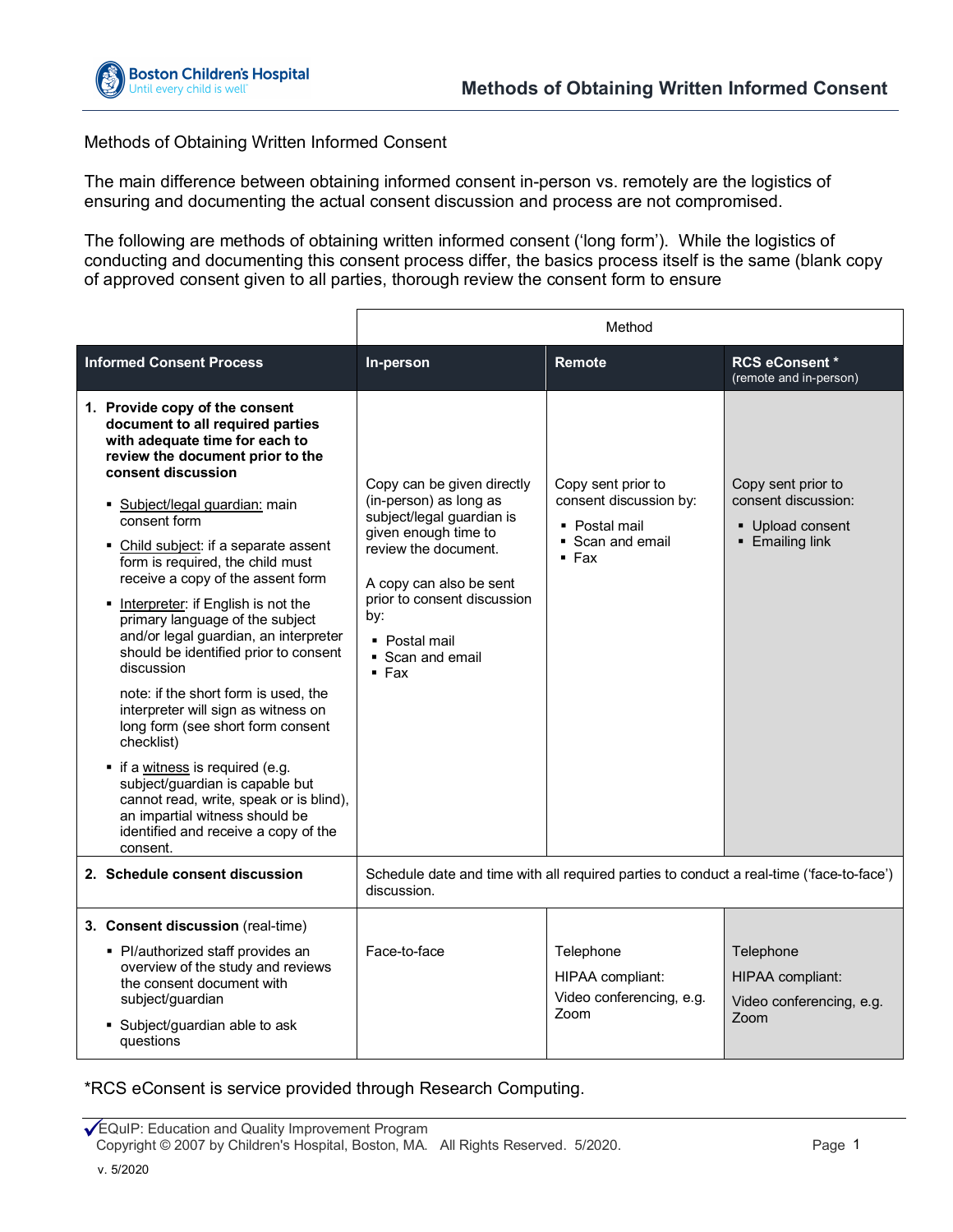# Methods of Obtaining Written Informed Consent

Methods of Obtaining Written Informed Consent

The main difference between obtaining informed consent in-person vs. remotely are the logistics of ensuring and documenting the actual consent discussion and process are not compromised.

The following are methods of obtaining written informed consent ('long form'). While the logistics of conducting and documenting this consent process differ, the basics process itself is the same (blank copy of approved consent given to all parties, thorough review the consent form to ensure

| | Method | | |
|---|---|---|---|
| **Informed Consent Process** | **In-person** | **Remote** | **RCS eConsent *** (remote and in-person) |
| **1. Provide copy of the consent document to all required parties with adequate time for each to review the document prior to the consent discussion**<br>▪ Subject/legal guardian: main consent form<br>▪ Child subject: if a separate assent form is required, the child must receive a copy of the assent form<br>▪ Interpreter: if English is not the primary language of the subject and/or legal guardian, an interpreter should be identified prior to consent discussion<br>note: if the short form is used, the interpreter will sign as witness on long form (see short form consent checklist)<br>▪ if a witness is required (e.g. subject/guardian is capable but cannot read, write, speak or is blind), an impartial witness should be identified and receive a copy of the consent. | Copy can be given directly (in-person) as long as subject/legal guardian is given enough time to review the document.<br><br>A copy can also be sent prior to consent discussion by:<br>▪ Postal mail<br>▪ Scan and email<br>▪ Fax | Copy sent prior to consent discussion by:<br>▪ Postal mail<br>▪ Scan and email<br>▪ Fax | Copy sent prior to consent discussion:<br>▪ Upload consent<br>▪ Emailing link |
| **2. Schedule consent discussion** | Schedule date and time with all required parties to conduct a real-time ('face-to-face') discussion. | | |
| **3. Consent discussion** (real-time)<br>▪ PI/authorized staff provides an overview of the study and reviews the consent document with subject/guardian<br>▪ Subject/guardian able to ask questions | Face-to-face | Telephone<br>HIPAA compliant:<br>Video conferencing, e.g. Zoom | Telephone<br>HIPAA compliant:<br>Video conferencing, e.g. Zoom |

*RCS eConsent is service provided through Research Computing.

EQuIP: Education and Quality Improvement Program
Copyright © 2007 by Children's Hospital, Boston, MA. All Rights Reserved. 5/2020.

v. 5/2020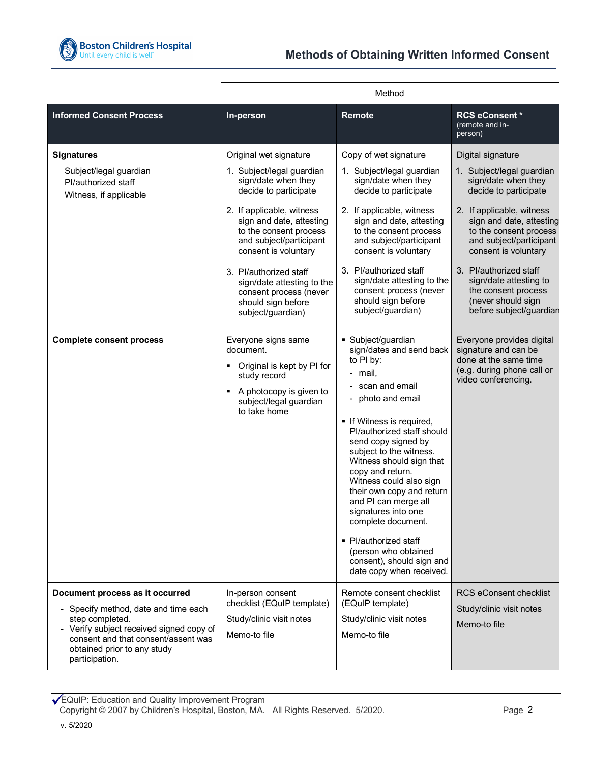## Methods of Obtaining Written Informed Consent

| | Method | | |
|---|---|---|---|
| **Informed Consent Process** | **In-person** | **Remote** | **RCS eConsent *** (remote and in-person) |
| **Signatures**<br>Subject/legal guardian<br>PI/authorized staff<br>Witness, if applicable | Original wet signature<br>1. Subject/legal guardian sign/date when they decide to participate<br>2. If applicable, witness sign and date, attesting to the consent process and subject/participant consent is voluntary<br>3. PI/authorized staff sign/date attesting to the consent process (never should sign before subject/guardian) | Copy of wet signature<br>1. Subject/legal guardian sign/date when they decide to participate<br>2. If applicable, witness sign and date, attesting to the consent process and subject/participant consent is voluntary<br>3. PI/authorized staff sign/date attesting to the consent process (never should sign before subject/guardian) | Digital signature<br>1. Subject/legal guardian sign/date when they decide to participate<br>2. If applicable, witness sign and date, attesting to the consent process and subject/participant consent is voluntary<br>3. PI/authorized staff sign/date attesting to the consent process (never should sign before subject/guardian |
| **Complete consent process** | Everyone signs same document.<br>▪ Original is kept by PI for study record<br>▪ A photocopy is given to subject/legal guardian to take home | ▪ Subject/guardian sign/dates and send back to PI by:<br>- mail,<br>- scan and email<br>- photo and email<br>▪ If Witness is required, PI/authorized staff should send copy signed by subject to the witness. Witness should sign that copy and return. Witness could also sign their own copy and return and PI can merge all signatures into one complete document.<br>▪ PI/authorized staff (person who obtained consent), should sign and date copy when received. | Everyone provides digital signature and can be done at the same time (e.g. during phone call or video conferencing. |
| **Document process as it occurred**<br>- Specify method, date and time each step completed.<br>- Verify subject received signed copy of consent and that consent/assent was obtained prior to any study participation. | In-person consent checklist (EQuIP template)<br>Study/clinic visit notes<br>Memo-to file | Remote consent checklist (EQuIP template)<br>Study/clinic visit notes<br>Memo-to file | RCS eConsent checklist<br>Study/clinic visit notes<br>Memo-to file |

✓EQuIP: Education and Quality Improvement Program
Copyright © 2007 by Children's Hospital, Boston, MA. All Rights Reserved. 5/2020.

v. 5/2020